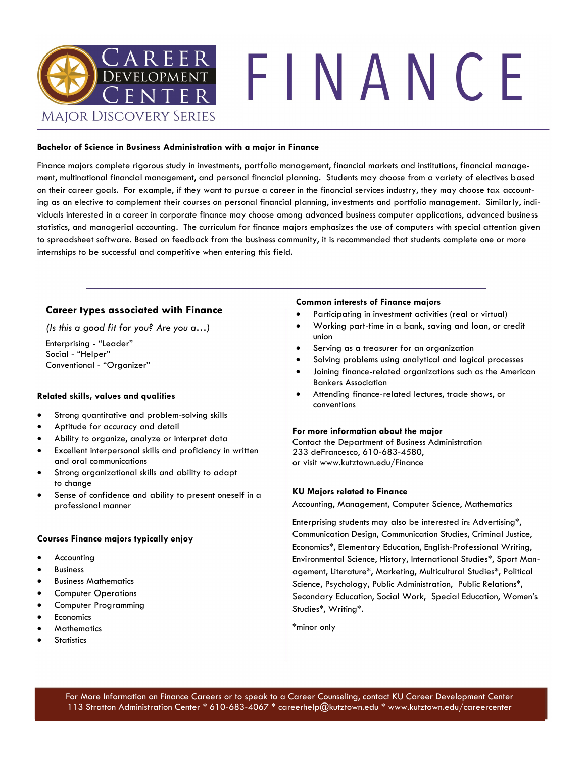# Career Development Center — Major Discovery Series

# FINANCE

**Bachelor of Science in Business Administration with a major in Finance**

Finance majors complete rigorous study in investments, portfolio management, financial markets and institutions, financial management, multinational financial management, and personal financial planning. Students may choose from a variety of electives based on their career goals. For example, if they want to pursue a career in the financial services industry, they may choose tax accounting as an elective to complement their courses on personal financial planning, investments and portfolio management. Similarly, individuals interested in a career in corporate finance may choose among advanced business computer applications, advanced business statistics, and managerial accounting. The curriculum for finance majors emphasizes the use of computers with special attention given to spreadsheet software. Based on feedback from the business community, it is recommended that students complete one or more internships to be successful and competitive when entering this field.

## Career types associated with Finance

*(Is this a good fit for you? Are you a…)*

Enterprising - "Leader"
Social - "Helper"
Conventional - "Organizer"

### Related skills, values and qualities

- Strong quantitative and problem-solving skills
- Aptitude for accuracy and detail
- Ability to organize, analyze or interpret data
- Excellent interpersonal skills and proficiency in written and oral communications
- Strong organizational skills and ability to adapt to change
- Sense of confidence and ability to present oneself in a professional manner

### Courses Finance majors typically enjoy

- Accounting
- Business
- Business Mathematics
- Computer Operations
- Computer Programming
- Economics
- Mathematics
- Statistics

### Common interests of Finance majors

- Participating in investment activities (real or virtual)
- Working part-time in a bank, saving and loan, or credit union
- Serving as a treasurer for an organization
- Solving problems using analytical and logical processes
- Joining finance-related organizations such as the American Bankers Association
- Attending finance-related lectures, trade shows, or conventions

### For more information about the major

Contact the Department of Business Administration
233 deFrancesco, 610-683-4580,
or visit www.kutztown.edu/Finance

### KU Majors related to Finance

Accounting, Management, Computer Science, Mathematics

Enterprising students may also be interested in: Advertising*, Communication Design, Communication Studies, Criminal Justice, Economics*, Elementary Education, English-Professional Writing, Environmental Science, History, International Studies*, Sport Management, Literature*, Marketing, Multicultural Studies*, Political Science, Psychology, Public Administration, Public Relations*, Secondary Education, Social Work, Special Education, Women's Studies*, Writing*.

*minor only

For More Information on Finance Careers or to speak to a Career Counseling, contact KU Career Development Center
113 Stratton Administration Center * 610-683-4067 * careerhelp@kutztown.edu * www.kutztown.edu/careercenter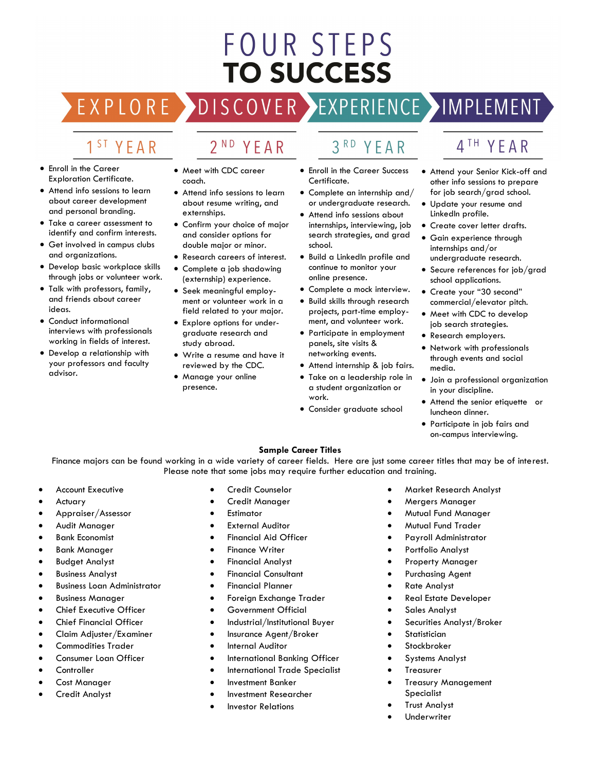# FOUR STEPS TO SUCCESS

EXPLORE | DISCOVER | EXPERIENCE | IMPLEMENT

## 1ST YEAR

- Enroll in the Career Exploration Certificate.
- Attend info sessions to learn about career development and personal branding.
- Take a career assessment to identify and confirm interests.
- Get involved in campus clubs and organizations.
- Develop basic workplace skills through jobs or volunteer work.
- Talk with professors, family, and friends about career ideas.
- Conduct informational interviews with professionals working in fields of interest.
- Develop a relationship with your professors and faculty advisor.

## 2ND YEAR

- Meet with CDC career coach.
- Attend info sessions to learn about resume writing, and externships.
- Confirm your choice of major and consider options for double major or minor.
- Research careers of interest.
- Complete a job shadowing (externship) experience.
- Seek meaningful employment or volunteer work in a field related to your major.
- Explore options for undergraduate research and study abroad.
- Write a resume and have it reviewed by the CDC.
- Manage your online presence.

## 3RD YEAR

- Enroll in the Career Success Certificate.
- Complete an internship and/or undergraduate research.
- Attend info sessions about internships, interviewing, job search strategies, and grad school.
- Build a LinkedIn profile and continue to monitor your online presence.
- Complete a mock interview.
- Build skills through research projects, part-time employment, and volunteer work.
- Participate in employment panels, site visits & networking events.
- Attend internship & job fairs.
- Take on a leadership role in a student organization or work.
- Consider graduate school

## 4TH YEAR

- Attend your Senior Kick-off and other info sessions to prepare for job search/grad school.
- Update your resume and LinkedIn profile.
- Create cover letter drafts.
- Gain experience through internships and/or undergraduate research.
- Secure references for job/grad school applications.
- Create your "30 second" commercial/elevator pitch.
- Meet with CDC to develop job search strategies.
- Research employers.
- Network with professionals through events and social media.
- Join a professional organization in your discipline.
- Attend the senior etiquette or luncheon dinner.
- Participate in job fairs and on-campus interviewing.

**Sample Career Titles**

Finance majors can be found working in a wide variety of career fields. Here are just some career titles that may be of interest. Please note that some jobs may require further education and training.

- Account Executive
- Actuary
- Appraiser/Assessor
- Audit Manager
- Bank Economist
- Bank Manager
- Budget Analyst
- Business Analyst
- Business Loan Administrator
- Business Manager
- Chief Executive Officer
- Chief Financial Officer
- Claim Adjuster/Examiner
- Commodities Trader
- Consumer Loan Officer
- Controller
- Cost Manager
- Credit Analyst
- Credit Counselor
- Credit Manager
- Estimator
- External Auditor
- Financial Aid Officer
- Finance Writer
- Financial Analyst
- Financial Consultant
- Financial Planner
- Foreign Exchange Trader
- Government Official
- Industrial/Institutional Buyer
- Insurance Agent/Broker
- Internal Auditor
- International Banking Officer
- International Trade Specialist
- Investment Banker
- Investment Researcher
- Investor Relations
- Market Research Analyst
- Mergers Manager
- Mutual Fund Manager
- Mutual Fund Trader
- Payroll Administrator
- Portfolio Analyst
- Property Manager
- Purchasing Agent
- Rate Analyst
- Real Estate Developer
- Sales Analyst
- Securities Analyst/Broker
- Statistician
- Stockbroker
- Systems Analyst
- Treasurer
- Treasury Management Specialist
- Trust Analyst
- Underwriter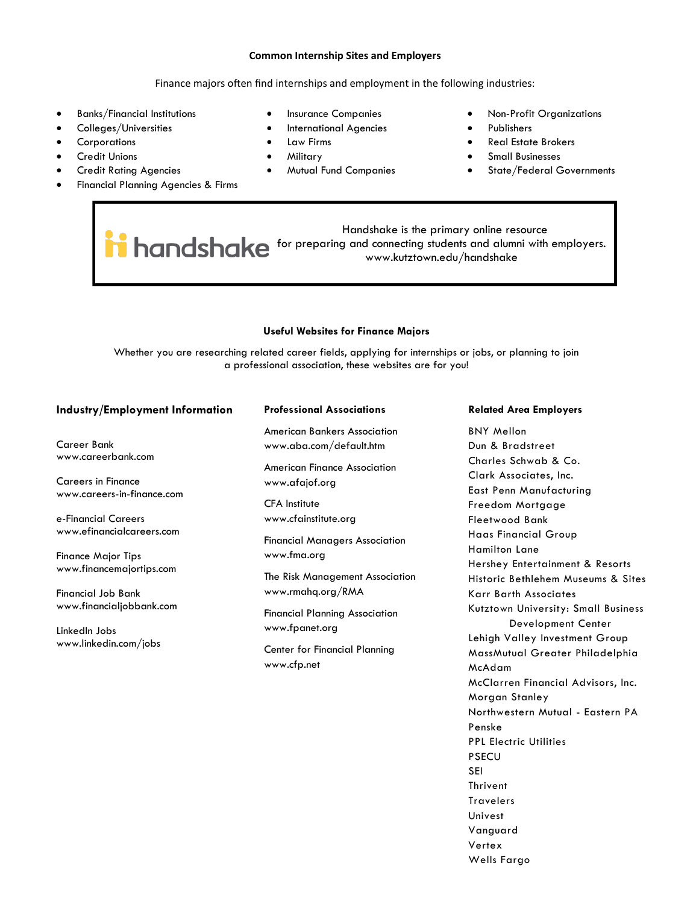## Common Internship Sites and Employers

Finance majors often find internships and employment in the following industries:

- Banks/Financial Institutions
- Colleges/Universities
- Corporations
- Credit Unions
- Credit Rating Agencies
- Financial Planning Agencies & Firms
- Insurance Companies
- International Agencies
- Law Firms
- Military
- Mutual Fund Companies
- Non-Profit Organizations
- Publishers
- Real Estate Brokers
- Small Businesses
- State/Federal Governments

handshake

Handshake is the primary online resource for preparing and connecting students and alumni with employers.
www.kutztown.edu/handshake

## Useful Websites for Finance Majors

Whether you are researching related career fields, applying for internships or jobs, or planning to join a professional association, these websites are for you!

### Industry/Employment Information

Career Bank
www.careerbank.com

Careers in Finance
www.careers-in-finance.com

e-Financial Careers
www.efinancialcareers.com

Finance Major Tips
www.financemajortips.com

Financial Job Bank
www.financialjobbank.com

LinkedIn Jobs
www.linkedin.com/jobs

### Professional Associations

American Bankers Association
www.aba.com/default.htm

American Finance Association
www.afajof.org

CFA Institute
www.cfainstitute.org

Financial Managers Association
www.fma.org

The Risk Management Association
www.rmahq.org/RMA

Financial Planning Association
www.fpanet.org

Center for Financial Planning
www.cfp.net

### Related Area Employers

BNY Mellon
Dun & Bradstreet
Charles Schwab & Co.
Clark Associates, Inc.
East Penn Manufacturing
Freedom Mortgage
Fleetwood Bank
Haas Financial Group
Hamilton Lane
Hershey Entertainment & Resorts
Historic Bethlehem Museums & Sites
Karr Barth Associates
Kutztown University: Small Business Development Center
Lehigh Valley Investment Group
MassMutual Greater Philadelphia
McAdam
McClarren Financial Advisors, Inc.
Morgan Stanley
Northwestern Mutual - Eastern PA
Penske
PPL Electric Utilities
PSECU
SEI
Thrivent
Travelers
Univest
Vanguard
Vertex
Wells Fargo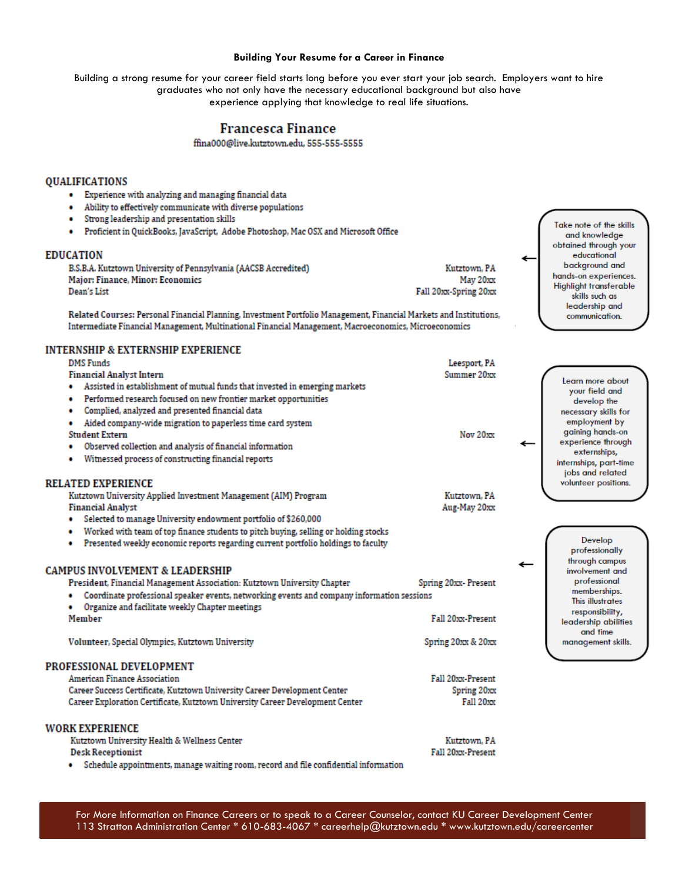**Building Your Resume for a Career in Finance**

Building a strong resume for your career field starts long before you ever start your job search. Employers want to hire graduates who not only have the necessary educational background but also have experience applying that knowledge to real life situations.

# Francesca Finance

ffina000@live.kutztown.edu, 555-555-5555

## QUALIFICATIONS

- Experience with analyzing and managing financial data
- Ability to effectively communicate with diverse populations
- Strong leadership and presentation skills
- Proficient in QuickBooks, JavaScript, Adobe Photoshop, Mac OSX and Microsoft Office

## EDUCATION

B.S.B.A. Kutztown University of Pennsylvania (AACSB Accredited) — Kutztown, PA
Major: Finance, Minor: Economics — May 20xx
Dean's List — Fall 20xx-Spring 20xx

Related Courses: Personal Financial Planning, Investment Portfolio Management, Financial Markets and Institutions, Intermediate Financial Management, Multinational Financial Management, Macroeconomics, Microeconomics

> Take note of the skills and knowledge obtained through your educational background and hands-on experiences. Highlight transferable skills such as leadership and communication.

## INTERNSHIP & EXTERNSHIP EXPERIENCE

DMS Funds — Leesport, PA
Financial Analyst Intern — Summer 20xx

- Assisted in establishment of mutual funds that invested in emerging markets
- Performed research focused on new frontier market opportunities
- Complied, analyzed and presented financial data
- Aided company-wide migration to paperless time card system

Student Extern — Nov 20xx

- Observed collection and analysis of financial information
- Witnessed process of constructing financial reports

> Learn more about your field and develop the necessary skills for employment by gaining hands-on experience through externships, internships, part-time jobs and related volunteer positions.

## RELATED EXPERIENCE

Kutztown University Applied Investment Management (AIM) Program — Kutztown, PA
Financial Analyst — Aug-May 20xx

- Selected to manage University endowment portfolio of $260,000
- Worked with team of top finance students to pitch buying, selling or holding stocks
- Presented weekly economic reports regarding current portfolio holdings to faculty

## CAMPUS INVOLVEMENT & LEADERSHIP

President, Financial Management Association: Kutztown University Chapter — Spring 20xx- Present

- Coordinate professional speaker events, networking events and company information sessions
- Organize and facilitate weekly Chapter meetings

Member — Fall 20xx-Present

Volunteer, Special Olympics, Kutztown University — Spring 20xx & 20xx

> Develop professionally through campus involvement and professional memberships. This illustrates responsibility, leadership abilities and time management skills.

## PROFESSIONAL DEVELOPMENT

American Finance Association — Fall 20xx-Present
Career Success Certificate, Kutztown University Career Development Center — Spring 20xx
Career Exploration Certificate, Kutztown University Career Development Center — Fall 20xx

## WORK EXPERIENCE

Kutztown University Health & Wellness Center — Kutztown, PA
Desk Receptionist — Fall 20xx-Present

- Schedule appointments, manage waiting room, record and file confidential information

For More Information on Finance Careers or to speak to a Career Counselor, contact KU Career Development Center
113 Stratton Administration Center * 610-683-4067 * careerhelp@kutztown.edu * www.kutztown.edu/careercenter